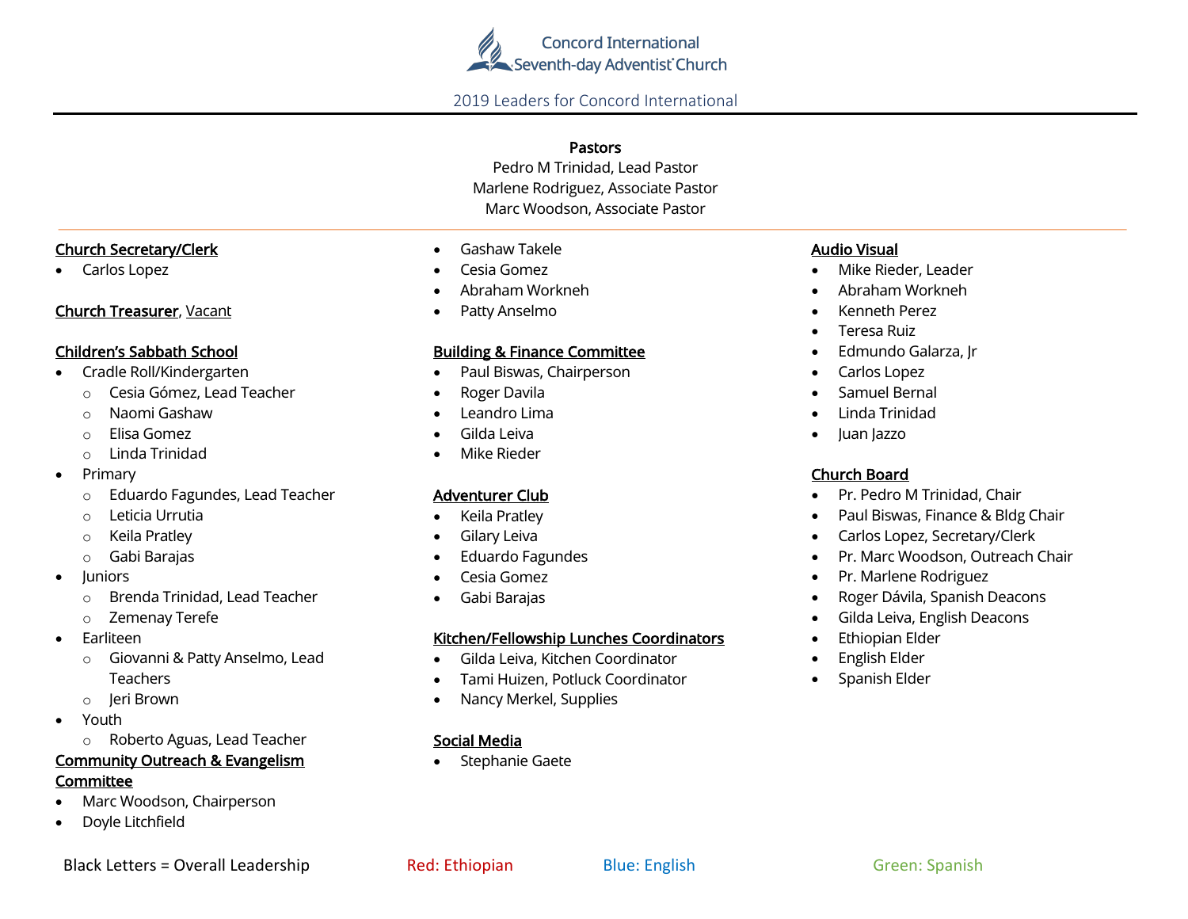Concord International
Seventh-day Adventist Church

2019 Leaders for Concord International

---

**Pastors**

Pedro M Trinidad, Lead Pastor
Marlene Rodriguez, Associate Pastor
Marc Woodson, Associate Pastor

---

**Church Secretary/Clerk**

- Carlos Lopez

**Church Treasurer**, Vacant

**Children's Sabbath School**

- Cradle Roll/Kindergarten
  - Cesia Gómez, Lead Teacher
  - Naomi Gashaw
  - Elisa Gomez
  - Linda Trinidad
- Primary
  - Eduardo Fagundes, Lead Teacher
  - Leticia Urrutia
  - Keila Pratley
  - Gabi Barajas
- Juniors
  - Brenda Trinidad, Lead Teacher
  - Zemenay Terefe
- Earliteen
  - Giovanni & Patty Anselmo, Lead Teachers
  - Jeri Brown
- Youth
  - Roberto Aguas, Lead Teacher

**Community Outreach & Evangelism Committee**

- Marc Woodson, Chairperson
- Doyle Litchfield
- Gashaw Takele
- Cesia Gomez
- Abraham Workneh
- Patty Anselmo

**Building & Finance Committee**

- Paul Biswas, Chairperson
- Roger Davila
- Leandro Lima
- Gilda Leiva
- Mike Rieder

**Adventurer Club**

- Keila Pratley
- Gilary Leiva
- Eduardo Fagundes
- Cesia Gomez
- Gabi Barajas

**Kitchen/Fellowship Lunches Coordinators**

- Gilda Leiva, Kitchen Coordinator
- Tami Huizen, Potluck Coordinator
- Nancy Merkel, Supplies

**Social Media**

- Stephanie Gaete

**Audio Visual**

- Mike Rieder, Leader
- Abraham Workneh
- Kenneth Perez
- Teresa Ruiz
- Edmundo Galarza, Jr
- Carlos Lopez
- Samuel Bernal
- Linda Trinidad
- Juan Jazzo

**Church Board**

- Pr. Pedro M Trinidad, Chair
- Paul Biswas, Finance & Bldg Chair
- Carlos Lopez, Secretary/Clerk
- Pr. Marc Woodson, Outreach Chair
- Pr. Marlene Rodriguez
- Roger Dávila, Spanish Deacons
- Gilda Leiva, English Deacons
- Ethiopian Elder
- English Elder
- Spanish Elder

Black Letters = Overall Leadership    Red: Ethiopian    Blue: English    Green: Spanish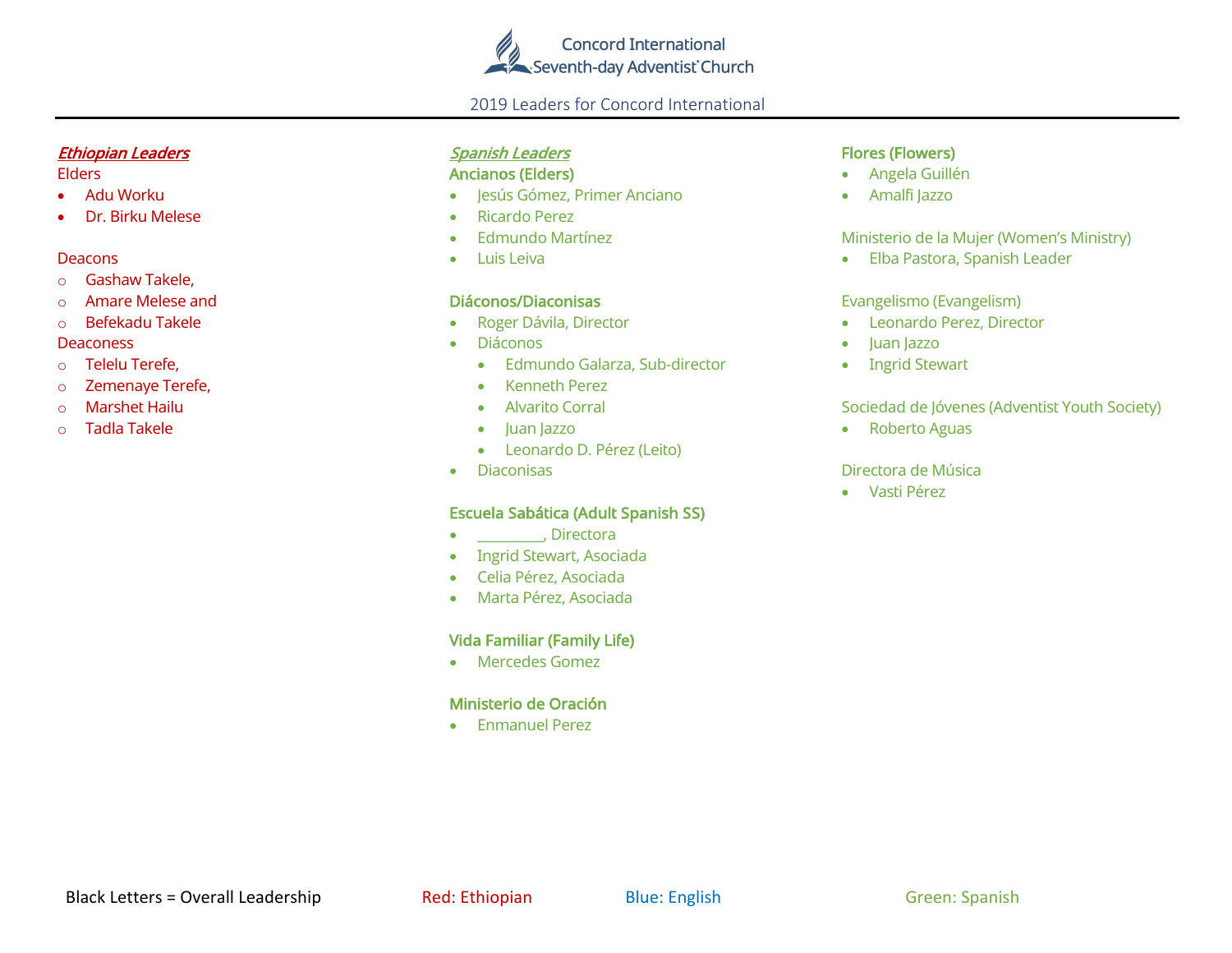Concord International Seventh-day Adventist Church

2019 Leaders for Concord International

## *Ethiopian Leaders*

Elders

- Adu Worku
- Dr. Birku Melese

Deacons

- Gashaw Takele,
- Amare Melese and
- Befekadu Takele

Deaconess

- Telelu Terefe,
- Zemenaye Terefe,
- Marshet Hailu
- Tadla Takele

## *Spanish Leaders*

**Ancianos (Elders)**

- Jesús Gómez, Primer Anciano
- Ricardo Perez
- Edmundo Martínez
- Luis Leiva

**Diáconos/Diaconisas**

- Roger Dávila, Director
- Diáconos
  - Edmundo Galarza, Sub-director
  - Kenneth Perez
  - Alvarito Corral
  - Juan Jazzo
  - Leonardo D. Pérez (Leito)
- Diaconisas

**Escuela Sabática (Adult Spanish SS)**

- _________, Directora
- Ingrid Stewart, Asociada
- Celia Pérez, Asociada
- Marta Pérez, Asociada

**Vida Familiar (Family Life)**

- Mercedes Gomez

**Ministerio de Oración**

- Enmanuel Perez

**Flores (Flowers)**

- Angela Guillén
- Amalfi Jazzo

Ministerio de la Mujer (Women's Ministry)

- Elba Pastora, Spanish Leader

Evangelismo (Evangelism)

- Leonardo Perez, Director
- Juan Jazzo
- Ingrid Stewart

Sociedad de Jóvenes (Adventist Youth Society)

- Roberto Aguas

Directora de Música

- Vasti Pérez

Black Letters = Overall Leadership    Red: Ethiopian    Blue: English    Green: Spanish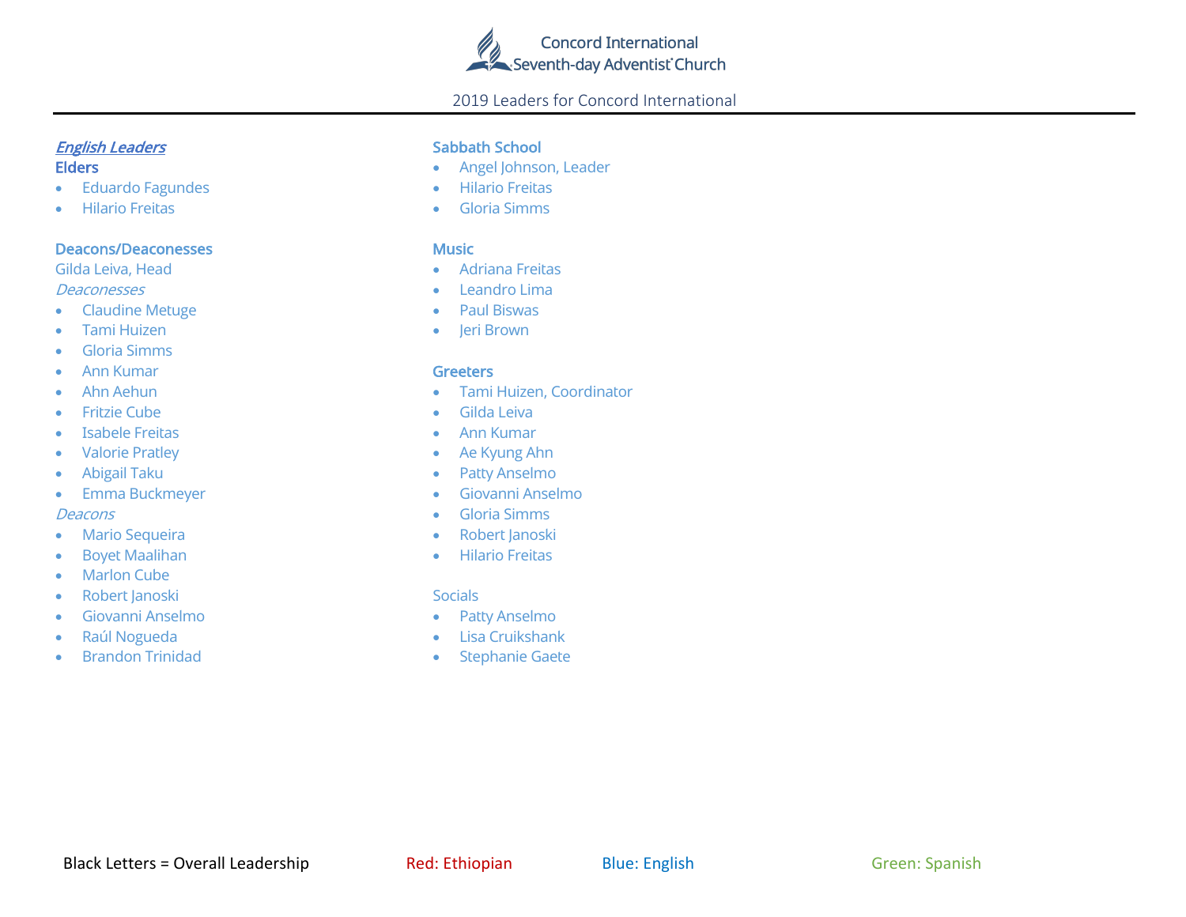Concord International
Seventh-day Adventist Church

2019 Leaders for Concord International

***English Leaders***

**Elders**

- Eduardo Fagundes
- Hilario Freitas

**Deacons/Deaconesses**

Gilda Leiva, Head

*Deaconesses*

- Claudine Metuge
- Tami Huizen
- Gloria Simms
- Ann Kumar
- Ahn Aehun
- Fritzie Cube
- Isabele Freitas
- Valorie Pratley
- Abigail Taku
- Emma Buckmeyer

*Deacons*

- Mario Sequeira
- Boyet Maalihan
- Marlon Cube
- Robert Janoski
- Giovanni Anselmo
- Raúl Nogueda
- Brandon Trinidad

**Sabbath School**

- Angel Johnson, Leader
- Hilario Freitas
- Gloria Simms

**Music**

- Adriana Freitas
- Leandro Lima
- Paul Biswas
- Jeri Brown

**Greeters**

- Tami Huizen, Coordinator
- Gilda Leiva
- Ann Kumar
- Ae Kyung Ahn
- Patty Anselmo
- Giovanni Anselmo
- Gloria Simms
- Robert Janoski
- Hilario Freitas

Socials

- Patty Anselmo
- Lisa Cruikshank
- Stephanie Gaete

Black Letters = Overall Leadership    Red: Ethiopian    Blue: English    Green: Spanish